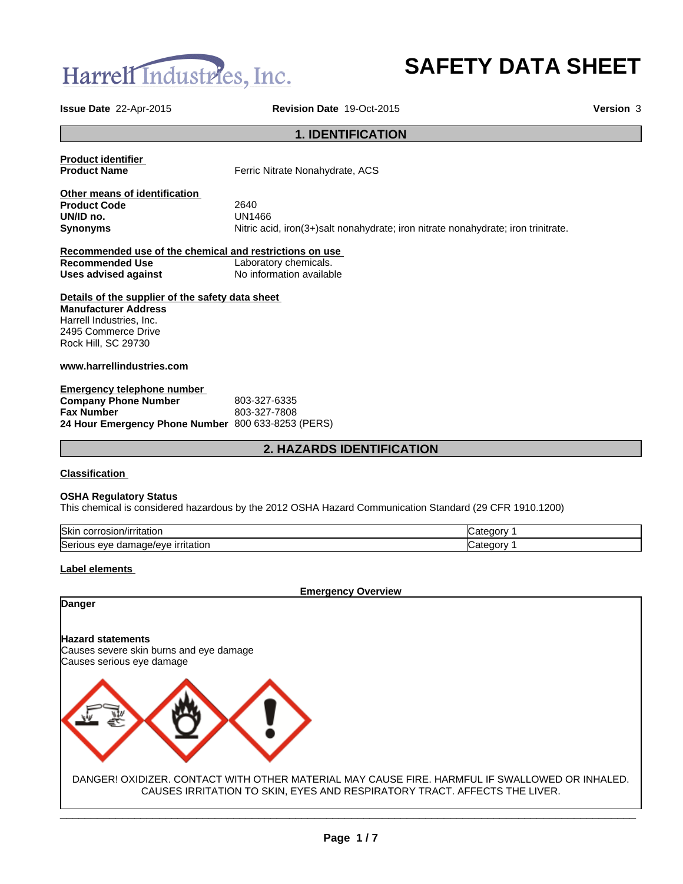Harrell Industries, Inc.

# SAFETY DATA SHEET

**Issue Date** 22-Apr-2015 **Revision Date** 19-Oct-2015 **Version** 3

## 1. IDENTIFICATION

**Product identifier**

| | |
|---|---|
| **Product Name** | Ferric Nitrate Nonahydrate, ACS |

**Other means of identification**

| | |
|---|---|
| **Product Code** | 2640 |
| **UN/ID no.** | UN1466 |
| **Synonyms** | Nitric acid, iron(3+)salt nonahydrate; iron nitrate nonahydrate; iron trinitrate. |

**Recommended use of the chemical and restrictions on use**

| | |
|---|---|
| **Recommended Use** | Laboratory chemicals. |
| **Uses advised against** | No information available |

**Details of the supplier of the safety data sheet**

**Manufacturer Address**
Harrell Industries, Inc.
2495 Commerce Drive
Rock Hill, SC 29730

**www.harrellindustries.com**

**Emergency telephone number**

| | |
|---|---|
| **Company Phone Number** | 803-327-6335 |
| **Fax Number** | 803-327-7808 |
| **24 Hour Emergency Phone Number** | 800 633-8253 (PERS) |

## 2. HAZARDS IDENTIFICATION

**Classification**

**OSHA Regulatory Status**
This chemical is considered hazardous by the 2012 OSHA Hazard Communication Standard (29 CFR 1910.1200)

| | |
|---|---|
| Skin corrosion/irritation | Category 1 |
| Serious eye damage/eye irritation | Category 1 |

**Label elements**

**Emergency Overview**

**Danger**

**Hazard statements**
Causes severe skin burns and eye damage
Causes serious eye damage

DANGER! OXIDIZER. CONTACT WITH OTHER MATERIAL MAY CAUSE FIRE. HARMFUL IF SWALLOWED OR INHALED. CAUSES IRRITATION TO SKIN, EYES AND RESPIRATORY TRACT. AFFECTS THE LIVER.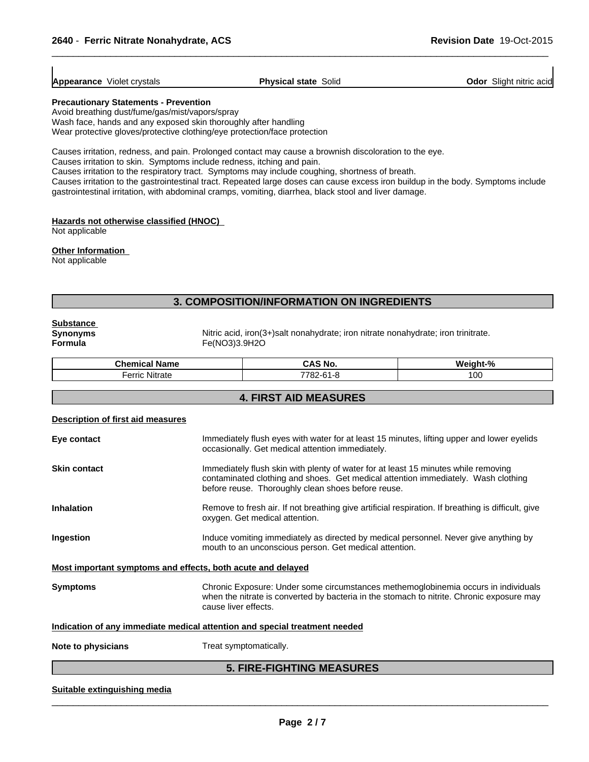**Appearance** Violet crystals | **Physical state** Solid | **Odor** Slight nitric acid

**Precautionary Statements - Prevention**
Avoid breathing dust/fume/gas/mist/vapors/spray
Wash face, hands and any exposed skin thoroughly after handling
Wear protective gloves/protective clothing/eye protection/face protection

Causes irritation, redness, and pain. Prolonged contact may cause a brownish discoloration to the eye.
Causes irritation to skin. Symptoms include redness, itching and pain.
Causes irritation to the respiratory tract. Symptoms may include coughing, shortness of breath.
Causes irritation to the gastrointestinal tract. Repeated large doses can cause excess iron buildup in the body. Symptoms include gastrointestinal irritation, with abdominal cramps, vomiting, diarrhea, black stool and liver damage.

**Hazards not otherwise classified (HNOC)**
Not applicable

**Other Information**
Not applicable

## 3. COMPOSITION/INFORMATION ON INGREDIENTS

**Substance**

**Synonyms** Nitric acid, iron(3+)salt nonahydrate; iron nitrate nonahydrate; iron trinitrate.

**Formula** Fe(NO3)3.9H2O

| Chemical Name | CAS No. | Weight-% |
|---|---|---|
| Ferric Nitrate | 7782-61-8 | 100 |

## 4. FIRST AID MEASURES

**Description of first aid measures**

**Eye contact** Immediately flush eyes with water for at least 15 minutes, lifting upper and lower eyelids occasionally. Get medical attention immediately.

**Skin contact** Immediately flush skin with plenty of water for at least 15 minutes while removing contaminated clothing and shoes. Get medical attention immediately. Wash clothing before reuse. Thoroughly clean shoes before reuse.

**Inhalation** Remove to fresh air. If not breathing give artificial respiration. If breathing is difficult, give oxygen. Get medical attention.

**Ingestion** Induce vomiting immediately as directed by medical personnel. Never give anything by mouth to an unconscious person. Get medical attention.

**Most important symptoms and effects, both acute and delayed**

**Symptoms** Chronic Exposure: Under some circumstances methemoglobinemia occurs in individuals when the nitrate is converted by bacteria in the stomach to nitrite. Chronic exposure may cause liver effects.

**Indication of any immediate medical attention and special treatment needed**

**Note to physicians** Treat symptomatically.

## 5. FIRE-FIGHTING MEASURES

**Suitable extinguishing media**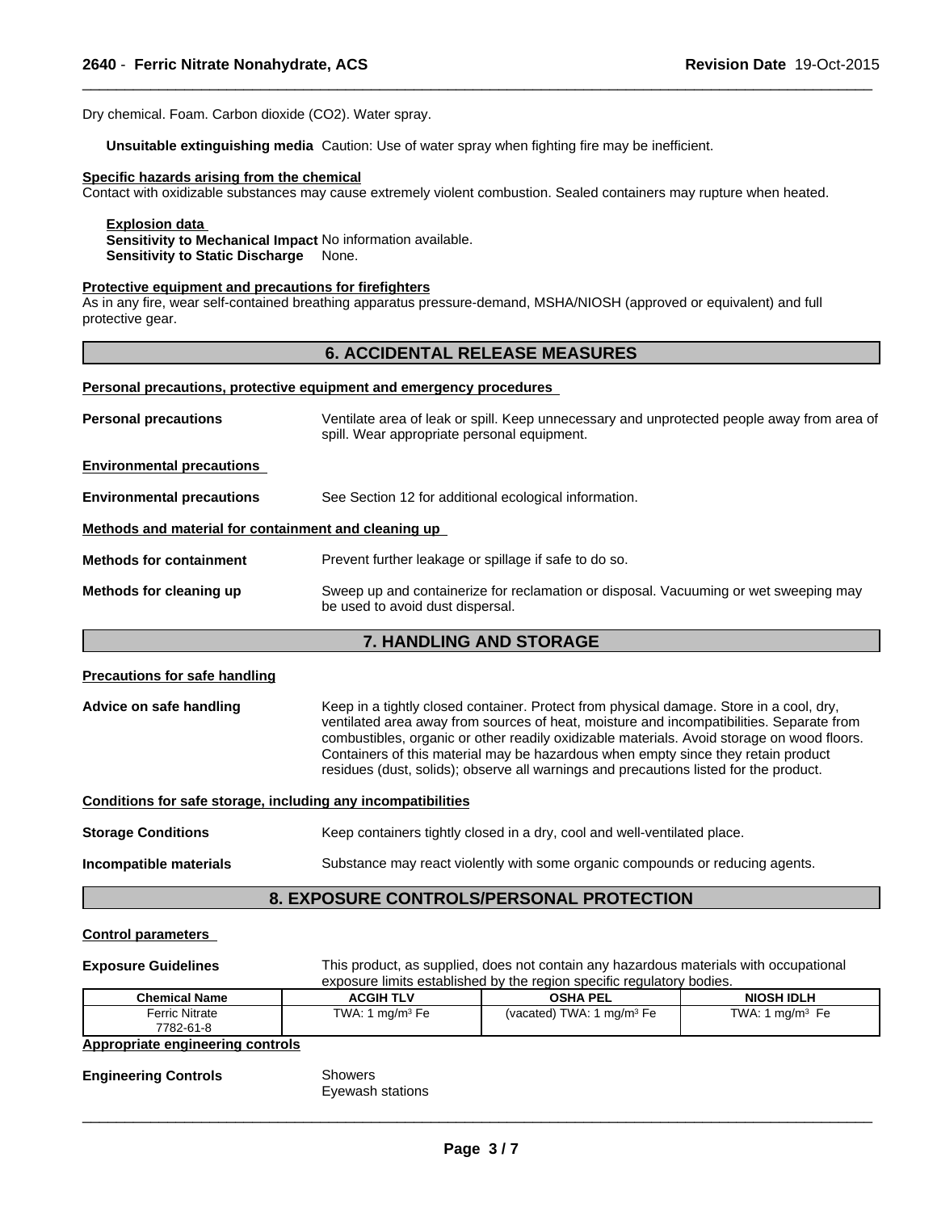Dry chemical. Foam. Carbon dioxide (CO2). Water spray.

**Unsuitable extinguishing media** Caution: Use of water spray when fighting fire may be inefficient.

**Specific hazards arising from the chemical**
Contact with oxidizable substances may cause extremely violent combustion. Sealed containers may rupture when heated.

**Explosion data**
**Sensitivity to Mechanical Impact** No information available.
**Sensitivity to Static Discharge** None.

**Protective equipment and precautions for firefighters**
As in any fire, wear self-contained breathing apparatus pressure-demand, MSHA/NIOSH (approved or equivalent) and full protective gear.

## 6. ACCIDENTAL RELEASE MEASURES

**Personal precautions, protective equipment and emergency procedures**

**Personal precautions** Ventilate area of leak or spill. Keep unnecessary and unprotected people away from area of spill. Wear appropriate personal equipment.

**Environmental precautions**

**Environmental precautions** See Section 12 for additional ecological information.

**Methods and material for containment and cleaning up**

**Methods for containment** Prevent further leakage or spillage if safe to do so.

**Methods for cleaning up** Sweep up and containerize for reclamation or disposal. Vacuuming or wet sweeping may be used to avoid dust dispersal.

## 7. HANDLING AND STORAGE

**Precautions for safe handling**

**Advice on safe handling** Keep in a tightly closed container. Protect from physical damage. Store in a cool, dry, ventilated area away from sources of heat, moisture and incompatibilities. Separate from combustibles, organic or other readily oxidizable materials. Avoid storage on wood floors. Containers of this material may be hazardous when empty since they retain product residues (dust, solids); observe all warnings and precautions listed for the product.

**Conditions for safe storage, including any incompatibilities**

**Storage Conditions** Keep containers tightly closed in a dry, cool and well-ventilated place.

**Incompatible materials** Substance may react violently with some organic compounds or reducing agents.

## 8. EXPOSURE CONTROLS/PERSONAL PROTECTION

**Control parameters**

**Exposure Guidelines** This product, as supplied, does not contain any hazardous materials with occupational exposure limits established by the region specific regulatory bodies.

| Chemical Name | ACGIH TLV | OSHA PEL | NIOSH IDLH |
|---|---|---|---|
| Ferric Nitrate 7782-61-8 | TWA: 1 mg/m³ Fe | (vacated) TWA: 1 mg/m³ Fe | TWA: 1 mg/m³ Fe |

**Appropriate engineering controls**

**Engineering Controls** Showers
Eyewash stations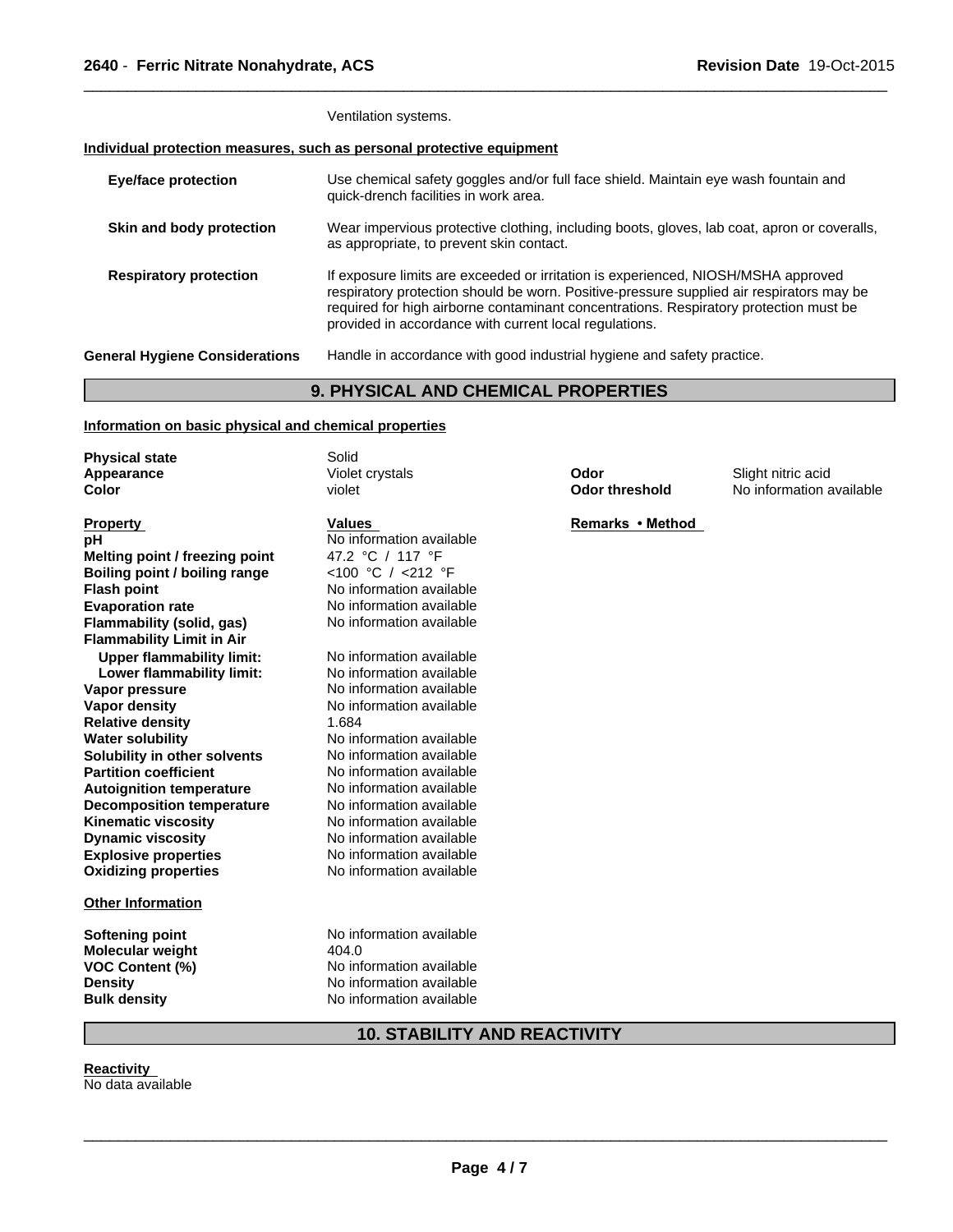Ventilation systems.

**Individual protection measures, such as personal protective equipment**

| | |
|---|---|
| **Eye/face protection** | Use chemical safety goggles and/or full face shield. Maintain eye wash fountain and quick-drench facilities in work area. |
| **Skin and body protection** | Wear impervious protective clothing, including boots, gloves, lab coat, apron or coveralls, as appropriate, to prevent skin contact. |
| **Respiratory protection** | If exposure limits are exceeded or irritation is experienced, NIOSH/MSHA approved respiratory protection should be worn. Positive-pressure supplied air respirators may be required for high airborne contaminant concentrations. Respiratory protection must be provided in accordance with current local regulations. |
| **General Hygiene Considerations** | Handle in accordance with good industrial hygiene and safety practice. |

## 9. PHYSICAL AND CHEMICAL PROPERTIES

**Information on basic physical and chemical properties**

| | | | |
|---|---|---|---|
| **Physical state** | Solid | | |
| **Appearance** | Violet crystals | **Odor** | Slight nitric acid |
| **Color** | violet | **Odor threshold** | No information available |

| **Property** | **Values** | **Remarks • Method** |
|---|---|---|
| **pH** | No information available | |
| **Melting point / freezing point** | 47.2 °C / 117 °F | |
| **Boiling point / boiling range** | <100 °C / <212 °F | |
| **Flash point** | No information available | |
| **Evaporation rate** | No information available | |
| **Flammability (solid, gas)** | No information available | |
| **Flammability Limit in Air** | | |
| **Upper flammability limit:** | No information available | |
| **Lower flammability limit:** | No information available | |
| **Vapor pressure** | No information available | |
| **Vapor density** | No information available | |
| **Relative density** | 1.684 | |
| **Water solubility** | No information available | |
| **Solubility in other solvents** | No information available | |
| **Partition coefficient** | No information available | |
| **Autoignition temperature** | No information available | |
| **Decomposition temperature** | No information available | |
| **Kinematic viscosity** | No information available | |
| **Dynamic viscosity** | No information available | |
| **Explosive properties** | No information available | |
| **Oxidizing properties** | No information available | |

**Other Information**

| | |
|---|---|
| **Softening point** | No information available |
| **Molecular weight** | 404.0 |
| **VOC Content (%)** | No information available |
| **Density** | No information available |
| **Bulk density** | No information available |

## 10. STABILITY AND REACTIVITY

**Reactivity**

No data available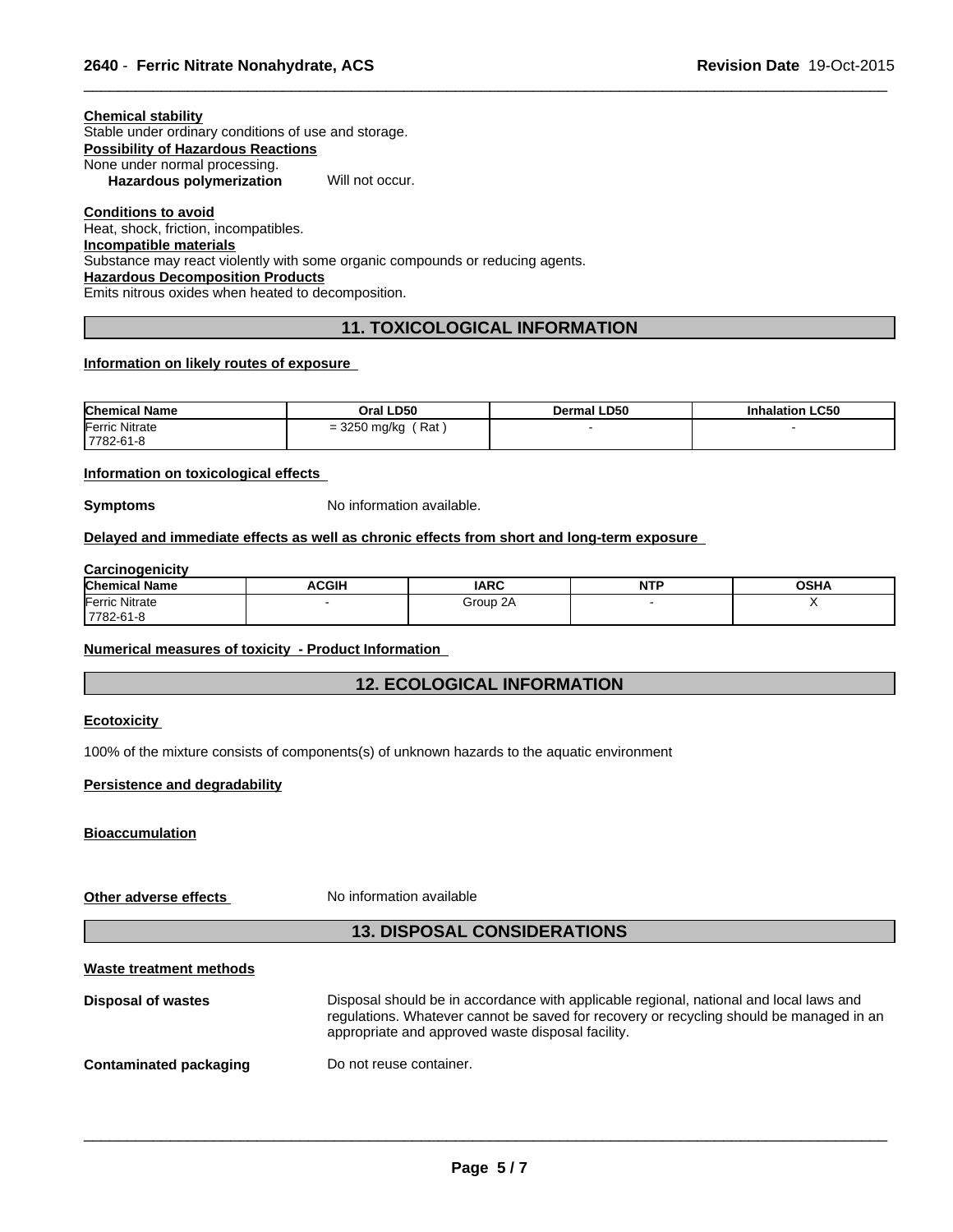**Chemical stability**
Stable under ordinary conditions of use and storage.

**Possibility of Hazardous Reactions**
None under normal processing.

**Hazardous polymerization** Will not occur.

**Conditions to avoid**
Heat, shock, friction, incompatibles.

**Incompatible materials**
Substance may react violently with some organic compounds or reducing agents.

**Hazardous Decomposition Products**
Emits nitrous oxides when heated to decomposition.

## 11. TOXICOLOGICAL INFORMATION

**Information on likely routes of exposure**

| Chemical Name | Oral LD50 | Dermal LD50 | Inhalation LC50 |
|---|---|---|---|
| Ferric Nitrate 7782-61-8 | = 3250 mg/kg ( Rat ) | - | - |

**Information on toxicological effects**

**Symptoms** No information available.

**Delayed and immediate effects as well as chronic effects from short and long-term exposure**

**Carcinogenicity**

| Chemical Name | ACGIH | IARC | NTP | OSHA |
|---|---|---|---|---|
| Ferric Nitrate 7782-61-8 | - | Group 2A | - | X |

**Numerical measures of toxicity - Product Information**

## 12. ECOLOGICAL INFORMATION

**Ecotoxicity**

100% of the mixture consists of components(s) of unknown hazards to the aquatic environment

**Persistence and degradability**

**Bioaccumulation**

**Other adverse effects** No information available

## 13. DISPOSAL CONSIDERATIONS

**Waste treatment methods**

**Disposal of wastes** Disposal should be in accordance with applicable regional, national and local laws and regulations. Whatever cannot be saved for recovery or recycling should be managed in an appropriate and approved waste disposal facility.

**Contaminated packaging** Do not reuse container.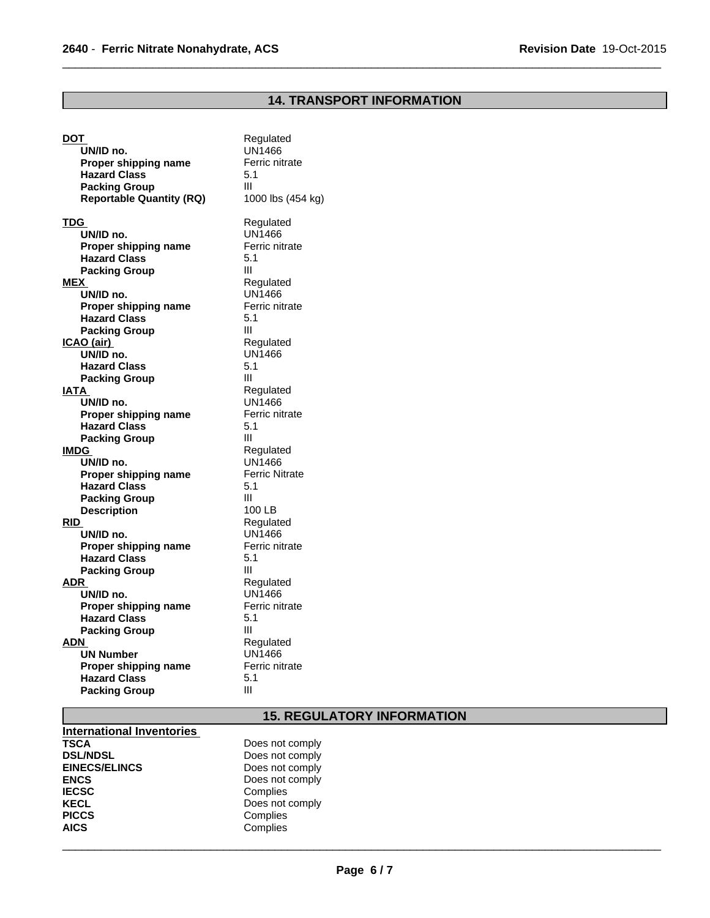## 14. TRANSPORT INFORMATION

**DOT** Regulated

| | |
|---|---|
| **UN/ID no.** | UN1466 |
| **Proper shipping name** | Ferric nitrate |
| **Hazard Class** | 5.1 |
| **Packing Group** | III |
| **Reportable Quantity (RQ)** | 1000 lbs (454 kg) |

**TDG** Regulated

| | |
|---|---|
| **UN/ID no.** | UN1466 |
| **Proper shipping name** | Ferric nitrate |
| **Hazard Class** | 5.1 |
| **Packing Group** | III |

**MEX** Regulated

| | |
|---|---|
| **UN/ID no.** | UN1466 |
| **Proper shipping name** | Ferric nitrate |
| **Hazard Class** | 5.1 |
| **Packing Group** | III |

**ICAO (air)** Regulated

| | |
|---|---|
| **UN/ID no.** | UN1466 |
| **Hazard Class** | 5.1 |
| **Packing Group** | III |

**IATA** Regulated

| | |
|---|---|
| **UN/ID no.** | UN1466 |
| **Proper shipping name** | Ferric nitrate |
| **Hazard Class** | 5.1 |
| **Packing Group** | III |

**IMDG** Regulated

| | |
|---|---|
| **UN/ID no.** | UN1466 |
| **Proper shipping name** | Ferric Nitrate |
| **Hazard Class** | 5.1 |
| **Packing Group** | III |
| **Description** | 100 LB |

**RID** Regulated

| | |
|---|---|
| **UN/ID no.** | UN1466 |
| **Proper shipping name** | Ferric nitrate |
| **Hazard Class** | 5.1 |
| **Packing Group** | III |

**ADR** Regulated

| | |
|---|---|
| **UN/ID no.** | UN1466 |
| **Proper shipping name** | Ferric nitrate |
| **Hazard Class** | 5.1 |
| **Packing Group** | III |

**ADN** Regulated

| | |
|---|---|
| **UN Number** | UN1466 |
| **Proper shipping name** | Ferric nitrate |
| **Hazard Class** | 5.1 |
| **Packing Group** | III |

## 15. REGULATORY INFORMATION

**International Inventories**

| | |
|---|---|
| **TSCA** | Does not comply |
| **DSL/NDSL** | Does not comply |
| **EINECS/ELINCS** | Does not comply |
| **ENCS** | Does not comply |
| **IECSC** | Complies |
| **KECL** | Does not comply |
| **PICCS** | Complies |
| **AICS** | Complies |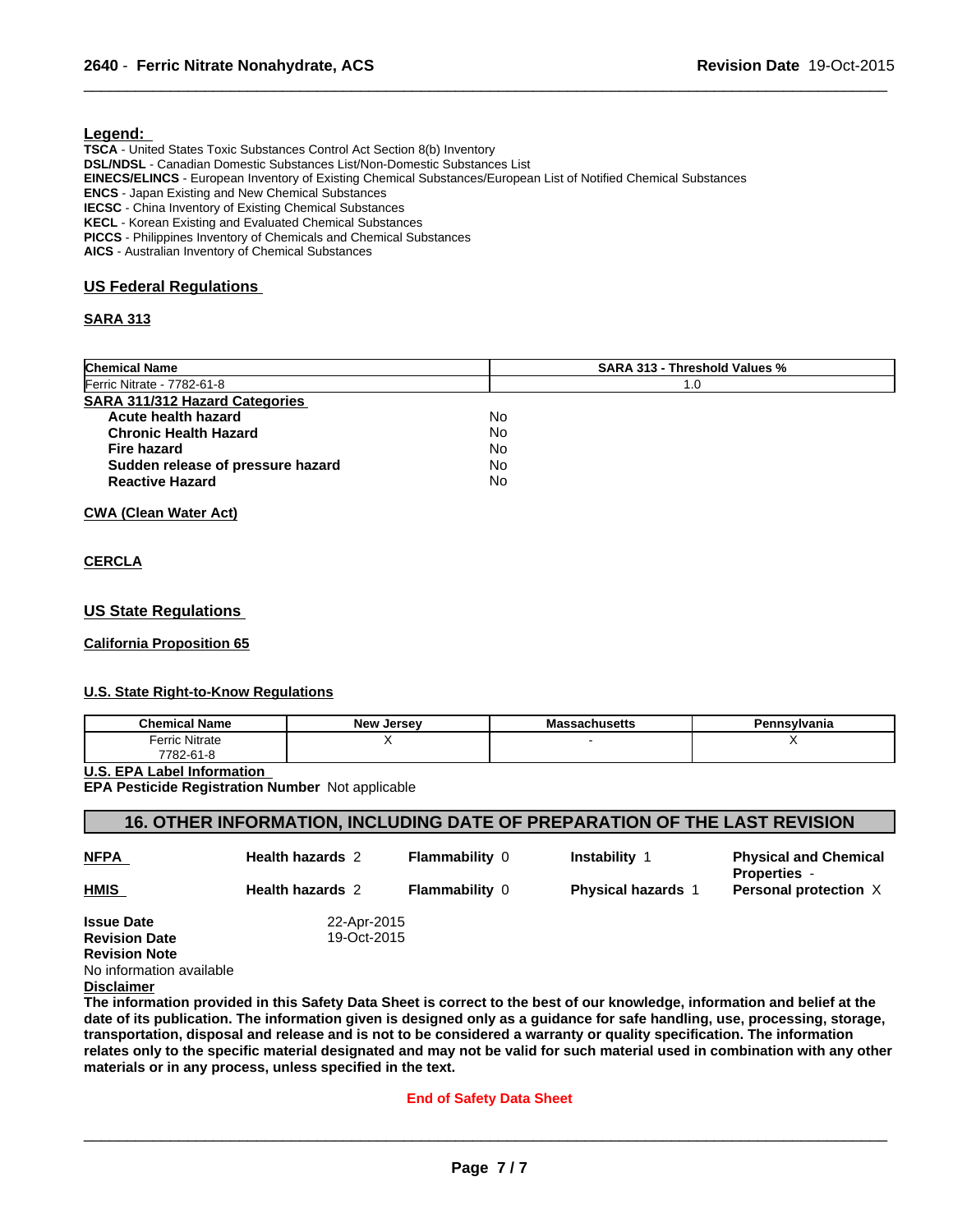**Legend:**

**TSCA** - United States Toxic Substances Control Act Section 8(b) Inventory
**DSL/NDSL** - Canadian Domestic Substances List/Non-Domestic Substances List
**EINECS/ELINCS** - European Inventory of Existing Chemical Substances/European List of Notified Chemical Substances
**ENCS** - Japan Existing and New Chemical Substances
**IECSC** - China Inventory of Existing Chemical Substances
**KECL** - Korean Existing and Evaluated Chemical Substances
**PICCS** - Philippines Inventory of Chemicals and Chemical Substances
**AICS** - Australian Inventory of Chemical Substances

## US Federal Regulations

### SARA 313

| Chemical Name | SARA 313 - Threshold Values % |
|---|---|
| Ferric Nitrate - 7782-61-8 | 1.0 |

**SARA 311/312 Hazard Categories**

| | |
|---|---|
| **Acute health hazard** | No |
| **Chronic Health Hazard** | No |
| **Fire hazard** | No |
| **Sudden release of pressure hazard** | No |
| **Reactive Hazard** | No |

### CWA (Clean Water Act)

### CERCLA

## US State Regulations

### California Proposition 65

### U.S. State Right-to-Know Regulations

| Chemical Name | New Jersey | Massachusetts | Pennsylvania |
|---|---|---|---|
| Ferric Nitrate 7782-61-8 | X | - | X |

**U.S. EPA Label Information**

**EPA Pesticide Registration Number** Not applicable

## 16. OTHER INFORMATION, INCLUDING DATE OF PREPARATION OF THE LAST REVISION

| | | | | |
|---|---|---|---|---|
| **NFPA** | **Health hazards** 2 | **Flammability** 0 | **Instability** 1 | **Physical and Chemical Properties** - |
| **HMIS** | **Health hazards** 2 | **Flammability** 0 | **Physical hazards** 1 | **Personal protection** X |

**Issue Date** 22-Apr-2015
**Revision Date** 19-Oct-2015
**Revision Note**
No information available

**Disclaimer**

**The information provided in this Safety Data Sheet is correct to the best of our knowledge, information and belief at the date of its publication. The information given is designed only as a guidance for safe handling, use, processing, storage, transportation, disposal and release and is not to be considered a warranty or quality specification. The information relates only to the specific material designated and may not be valid for such material used in combination with any other materials or in any process, unless specified in the text.**

**End of Safety Data Sheet**